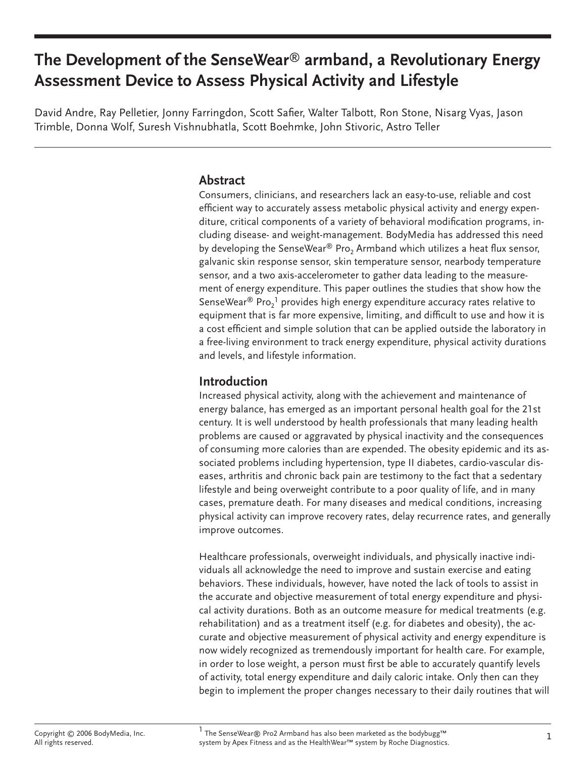# The Development of the SenseWear® armband, a Revolutionary Energy Assessment Device to Assess Physical Activity and Lifestyle

David Andre, Ray Pelletier, Jonny Farringdon, Scott Safier, Walter Talbott, Ron Stone, Nisarg Vyas, Jason Trimble, Donna Wolf, Suresh Vishnubhatla, Scott Boehmke, John Stivoric, Astro Teller

## Abstract

Consumers, clinicians, and researchers lack an easy-to-use, reliable and cost efficient way to accurately assess metabolic physical activity and energy expenditure, critical components of a variety of behavioral modification programs, including disease- and weight-management. BodyMedia has addressed this need by developing the SenseWear® $Pro_2$ Armband which utilizes a heat flux sensor, galvanic skin response sensor, skin temperature sensor, nearbody temperature sensor, and a two axis-accelerometer to gather data leading to the measurement of energy expenditure. This paper outlines the studies that show how the SenseWear® $Pro_2$[1] provides high energy expenditure accuracy rates relative to equipment that is far more expensive, limiting, and difficult to use and how it is a cost efficient and simple solution that can be applied outside the laboratory in a free-living environment to track energy expenditure, physical activity durations and levels, and lifestyle information.

## Introduction

Increased physical activity, along with the achievement and maintenance of energy balance, has emerged as an important personal health goal for the 21st century. It is well understood by health professionals that many leading health problems are caused or aggravated by physical inactivity and the consequences of consuming more calories than are expended. The obesity epidemic and its associated problems including hypertension, type II diabetes, cardio-vascular diseases, arthritis and chronic back pain are testimony to the fact that a sedentary lifestyle and being overweight contribute to a poor quality of life, and in many cases, premature death. For many diseases and medical conditions, increasing physical activity can improve recovery rates, delay recurrence rates, and generally improve outcomes.

Healthcare professionals, overweight individuals, and physically inactive individuals all acknowledge the need to improve and sustain exercise and eating behaviors. These individuals, however, have noted the lack of tools to assist in the accurate and objective measurement of total energy expenditure and physical activity durations. Both as an outcome measure for medical treatments (e.g. rehabilitation) and as a treatment itself (e.g. for diabetes and obesity), the accurate and objective measurement of physical activity and energy expenditure is now widely recognized as tremendously important for health care. For example, in order to lose weight, a person must first be able to accurately quantify levels of activity, total energy expenditure and daily caloric intake. Only then can they begin to implement the proper changes necessary to their daily routines that will

Copyright © 2006 BodyMedia, Inc.
All rights reserved.

[1] The SenseWear® Pro2 Armband has also been marketed as the bodybugg™ system by Apex Fitness and as the HealthWear™ system by Roche Diagnostics.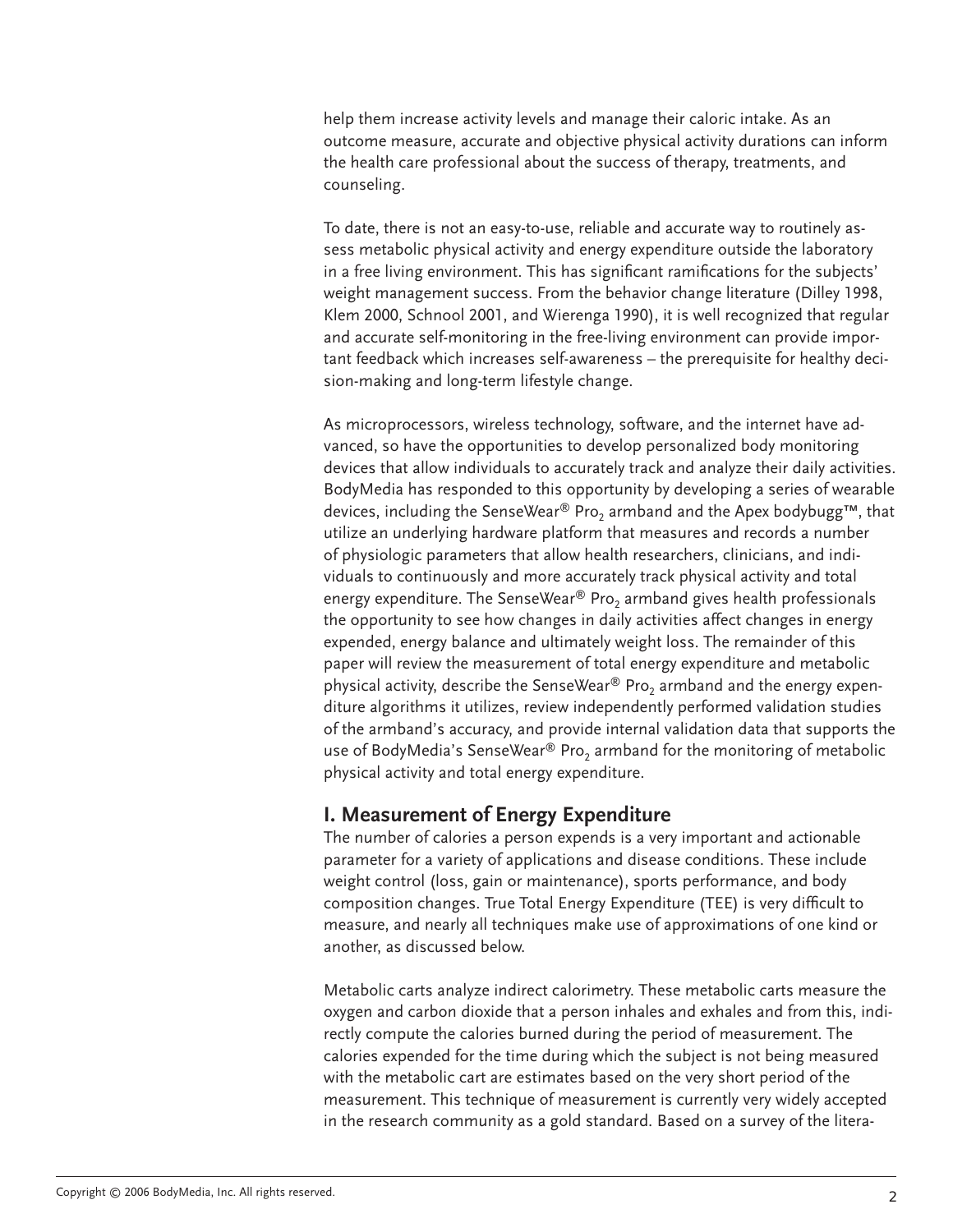help them increase activity levels and manage their caloric intake. As an outcome measure, accurate and objective physical activity durations can inform the health care professional about the success of therapy, treatments, and counseling.

To date, there is not an easy-to-use, reliable and accurate way to routinely assess metabolic physical activity and energy expenditure outside the laboratory in a free living environment. This has significant ramifications for the subjects' weight management success. From the behavior change literature (Dilley 1998, Klem 2000, Schnool 2001, and Wierenga 1990), it is well recognized that regular and accurate self-monitoring in the free-living environment can provide important feedback which increases self-awareness – the prerequisite for healthy decision-making and long-term lifestyle change.

As microprocessors, wireless technology, software, and the internet have advanced, so have the opportunities to develop personalized body monitoring devices that allow individuals to accurately track and analyze their daily activities. BodyMedia has responded to this opportunity by developing a series of wearable devices, including the SenseWear® $\text{Pro}_2$ armband and the Apex bodybugg™, that utilize an underlying hardware platform that measures and records a number of physiologic parameters that allow health researchers, clinicians, and individuals to continuously and more accurately track physical activity and total energy expenditure. The SenseWear® $\text{Pro}_2$ armband gives health professionals the opportunity to see how changes in daily activities affect changes in energy expended, energy balance and ultimately weight loss. The remainder of this paper will review the measurement of total energy expenditure and metabolic physical activity, describe the SenseWear® $\text{Pro}_2$ armband and the energy expenditure algorithms it utilizes, review independently performed validation studies of the armband's accuracy, and provide internal validation data that supports the use of BodyMedia's SenseWear® $\text{Pro}_2$ armband for the monitoring of metabolic physical activity and total energy expenditure.

## I. Measurement of Energy Expenditure

The number of calories a person expends is a very important and actionable parameter for a variety of applications and disease conditions. These include weight control (loss, gain or maintenance), sports performance, and body composition changes. True Total Energy Expenditure (TEE) is very difficult to measure, and nearly all techniques make use of approximations of one kind or another, as discussed below.

Metabolic carts analyze indirect calorimetry. These metabolic carts measure the oxygen and carbon dioxide that a person inhales and exhales and from this, indirectly compute the calories burned during the period of measurement. The calories expended for the time during which the subject is not being measured with the metabolic cart are estimates based on the very short period of the measurement. This technique of measurement is currently very widely accepted in the research community as a gold standard. Based on a survey of the litera-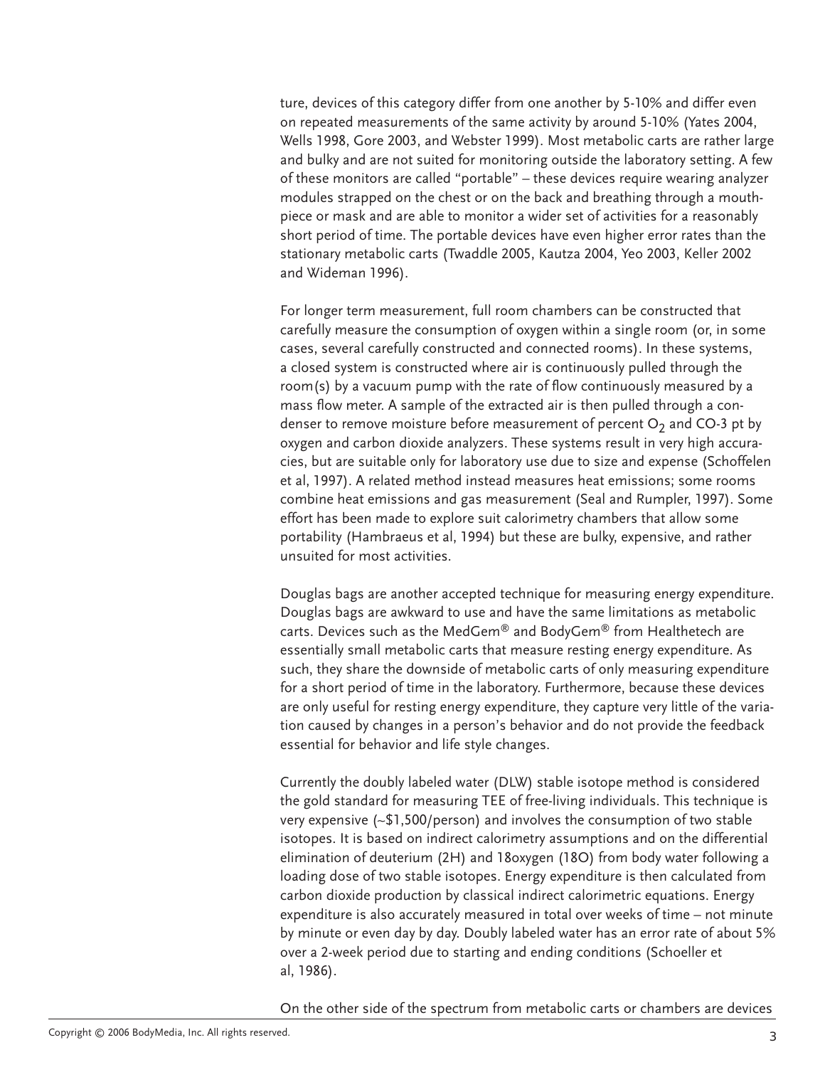ture, devices of this category differ from one another by 5-10% and differ even on repeated measurements of the same activity by around 5-10% (Yates 2004, Wells 1998, Gore 2003, and Webster 1999). Most metabolic carts are rather large and bulky and are not suited for monitoring outside the laboratory setting. A few of these monitors are called "portable" – these devices require wearing analyzer modules strapped on the chest or on the back and breathing through a mouthpiece or mask and are able to monitor a wider set of activities for a reasonably short period of time. The portable devices have even higher error rates than the stationary metabolic carts (Twaddle 2005, Kautza 2004, Yeo 2003, Keller 2002 and Wideman 1996).

For longer term measurement, full room chambers can be constructed that carefully measure the consumption of oxygen within a single room (or, in some cases, several carefully constructed and connected rooms). In these systems, a closed system is constructed where air is continuously pulled through the room(s) by a vacuum pump with the rate of flow continuously measured by a mass flow meter. A sample of the extracted air is then pulled through a condenser to remove moisture before measurement of percent $O_2$ and CO-3 pt by oxygen and carbon dioxide analyzers. These systems result in very high accuracies, but are suitable only for laboratory use due to size and expense (Schoffelen et al, 1997). A related method instead measures heat emissions; some rooms combine heat emissions and gas measurement (Seal and Rumpler, 1997). Some effort has been made to explore suit calorimetry chambers that allow some portability (Hambraeus et al, 1994) but these are bulky, expensive, and rather unsuited for most activities.

Douglas bags are another accepted technique for measuring energy expenditure. Douglas bags are awkward to use and have the same limitations as metabolic carts. Devices such as the MedGem® and BodyGem® from Healthetech are essentially small metabolic carts that measure resting energy expenditure. As such, they share the downside of metabolic carts of only measuring expenditure for a short period of time in the laboratory. Furthermore, because these devices are only useful for resting energy expenditure, they capture very little of the variation caused by changes in a person's behavior and do not provide the feedback essential for behavior and life style changes.

Currently the doubly labeled water (DLW) stable isotope method is considered the gold standard for measuring TEE of free-living individuals. This technique is very expensive (~$1,500/person) and involves the consumption of two stable isotopes. It is based on indirect calorimetry assumptions and on the differential elimination of deuterium (2H) and 18oxygen (18O) from body water following a loading dose of two stable isotopes. Energy expenditure is then calculated from carbon dioxide production by classical indirect calorimetric equations. Energy expenditure is also accurately measured in total over weeks of time – not minute by minute or even day by day. Doubly labeled water has an error rate of about 5% over a 2-week period due to starting and ending conditions (Schoeller et al, 1986).

On the other side of the spectrum from metabolic carts or chambers are devices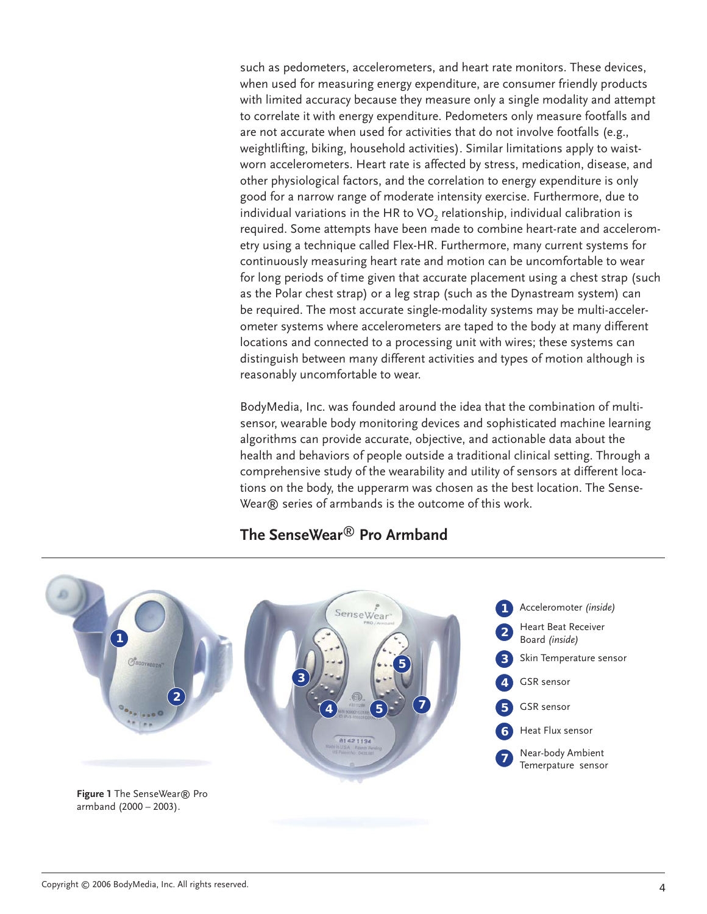such as pedometers, accelerometers, and heart rate monitors. These devices, when used for measuring energy expenditure, are consumer friendly products with limited accuracy because they measure only a single modality and attempt to correlate it with energy expenditure. Pedometers only measure footfalls and are not accurate when used for activities that do not involve footfalls (e.g., weightlifting, biking, household activities). Similar limitations apply to waist-worn accelerometers. Heart rate is affected by stress, medication, disease, and other physiological factors, and the correlation to energy expenditure is only good for a narrow range of moderate intensity exercise. Furthermore, due to individual variations in the HR to $VO_2$ relationship, individual calibration is required. Some attempts have been made to combine heart-rate and accelerometry using a technique called Flex-HR. Furthermore, many current systems for continuously measuring heart rate and motion can be uncomfortable to wear for long periods of time given that accurate placement using a chest strap (such as the Polar chest strap) or a leg strap (such as the Dynastream system) can be required. The most accurate single-modality systems may be multi-accelerometer systems where accelerometers are taped to the body at many different locations and connected to a processing unit with wires; these systems can distinguish between many different activities and types of motion although is reasonably uncomfortable to wear.

BodyMedia, Inc. was founded around the idea that the combination of multi-sensor, wearable body monitoring devices and sophisticated machine learning algorithms can provide accurate, objective, and actionable data about the health and behaviors of people outside a traditional clinical setting. Through a comprehensive study of the wearability and utility of sensors at different locations on the body, the upperarm was chosen as the best location. The SenseWear® series of armbands is the outcome of this work.

## The SenseWear® Pro Armband

1. Accelerometer *(inside)*
2. Heart Beat Receiver Board *(inside)*
3. Skin Temperature sensor
4. GSR sensor
5. GSR sensor
6. Heat Flux sensor
7. Near-body Ambient Temerpature sensor

**Figure 1** The SenseWear® Pro armband (2000 – 2003).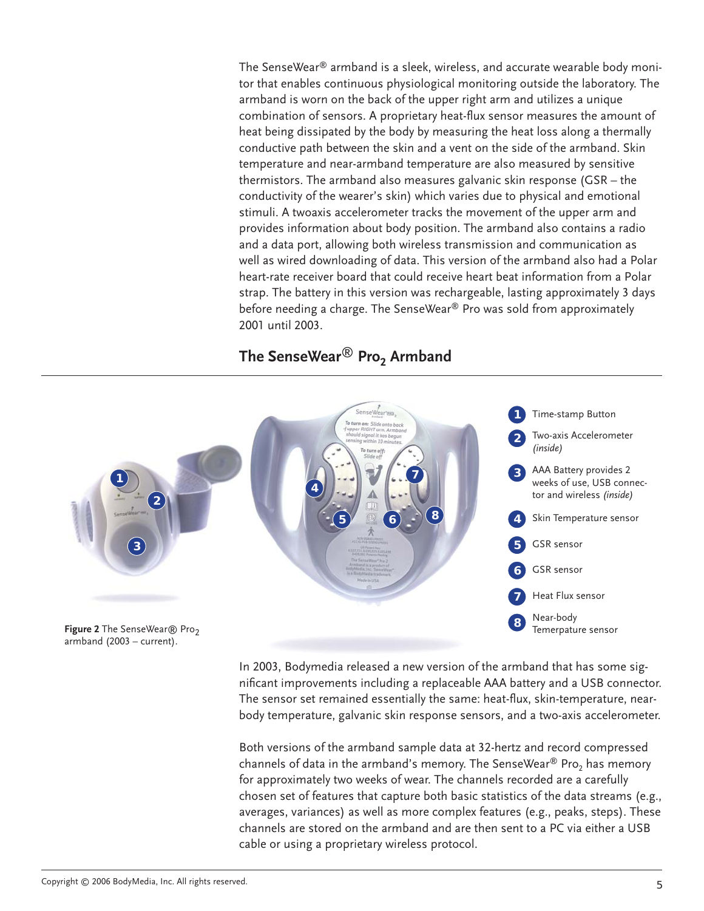The SenseWear® armband is a sleek, wireless, and accurate wearable body monitor that enables continuous physiological monitoring outside the laboratory. The armband is worn on the back of the upper right arm and utilizes a unique combination of sensors. A proprietary heat-flux sensor measures the amount of heat being dissipated by the body by measuring the heat loss along a thermally conductive path between the skin and a vent on the side of the armband. Skin temperature and near-armband temperature are also measured by sensitive thermistors. The armband also measures galvanic skin response (GSR – the conductivity of the wearer's skin) which varies due to physical and emotional stimuli. A twoaxis accelerometer tracks the movement of the upper arm and provides information about body position. The armband also contains a radio and a data port, allowing both wireless transmission and communication as well as wired downloading of data. This version of the armband also had a Polar heart-rate receiver board that could receive heart beat information from a Polar strap. The battery in this version was rechargeable, lasting approximately 3 days before needing a charge. The SenseWear® Pro was sold from approximately 2001 until 2003.

## The SenseWear® $Pro_2$ Armband

1. Time-stamp Button
2. Two-axis Accelerometer *(inside)*
3. AAA Battery provides 2 weeks of use, USB connector and wireless *(inside)*
4. Skin Temperature sensor
5. GSR sensor
6. GSR sensor
7. Heat Flux sensor
8. Near-body Temerpature sensor

**Figure 2** The SenseWear® $Pro_2$ armband (2003 – current).

In 2003, Bodymedia released a new version of the armband that has some significant improvements including a replaceable AAA battery and a USB connector. The sensor set remained essentially the same: heat-flux, skin-temperature, near-body temperature, galvanic skin response sensors, and a two-axis accelerometer.

Both versions of the armband sample data at 32-hertz and record compressed channels of data in the armband's memory. The SenseWear® $Pro_2$ has memory for approximately two weeks of wear. The channels recorded are a carefully chosen set of features that capture both basic statistics of the data streams (e.g., averages, variances) as well as more complex features (e.g., peaks, steps). These channels are stored on the armband and are then sent to a PC via either a USB cable or using a proprietary wireless protocol.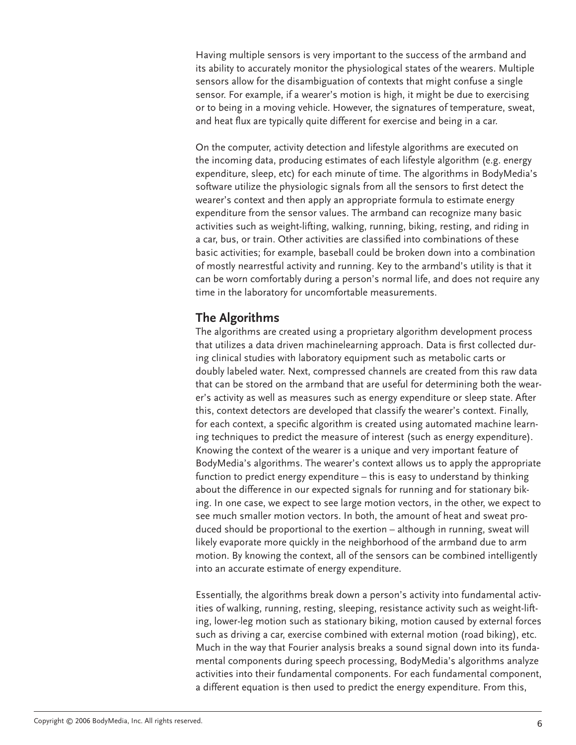Having multiple sensors is very important to the success of the armband and its ability to accurately monitor the physiological states of the wearers. Multiple sensors allow for the disambiguation of contexts that might confuse a single sensor. For example, if a wearer's motion is high, it might be due to exercising or to being in a moving vehicle. However, the signatures of temperature, sweat, and heat flux are typically quite different for exercise and being in a car.

On the computer, activity detection and lifestyle algorithms are executed on the incoming data, producing estimates of each lifestyle algorithm (e.g. energy expenditure, sleep, etc) for each minute of time. The algorithms in BodyMedia's software utilize the physiologic signals from all the sensors to first detect the wearer's context and then apply an appropriate formula to estimate energy expenditure from the sensor values. The armband can recognize many basic activities such as weight-lifting, walking, running, biking, resting, and riding in a car, bus, or train. Other activities are classified into combinations of these basic activities; for example, baseball could be broken down into a combination of mostly nearrestful activity and running. Key to the armband's utility is that it can be worn comfortably during a person's normal life, and does not require any time in the laboratory for uncomfortable measurements.

## The Algorithms

The algorithms are created using a proprietary algorithm development process that utilizes a data driven machinelearning approach. Data is first collected during clinical studies with laboratory equipment such as metabolic carts or doubly labeled water. Next, compressed channels are created from this raw data that can be stored on the armband that are useful for determining both the wearer's activity as well as measures such as energy expenditure or sleep state. After this, context detectors are developed that classify the wearer's context. Finally, for each context, a specific algorithm is created using automated machine learning techniques to predict the measure of interest (such as energy expenditure). Knowing the context of the wearer is a unique and very important feature of BodyMedia's algorithms. The wearer's context allows us to apply the appropriate function to predict energy expenditure – this is easy to understand by thinking about the difference in our expected signals for running and for stationary biking. In one case, we expect to see large motion vectors, in the other, we expect to see much smaller motion vectors. In both, the amount of heat and sweat produced should be proportional to the exertion – although in running, sweat will likely evaporate more quickly in the neighborhood of the armband due to arm motion. By knowing the context, all of the sensors can be combined intelligently into an accurate estimate of energy expenditure.

Essentially, the algorithms break down a person's activity into fundamental activities of walking, running, resting, sleeping, resistance activity such as weight-lifting, lower-leg motion such as stationary biking, motion caused by external forces such as driving a car, exercise combined with external motion (road biking), etc. Much in the way that Fourier analysis breaks a sound signal down into its fundamental components during speech processing, BodyMedia's algorithms analyze activities into their fundamental components. For each fundamental component, a different equation is then used to predict the energy expenditure. From this,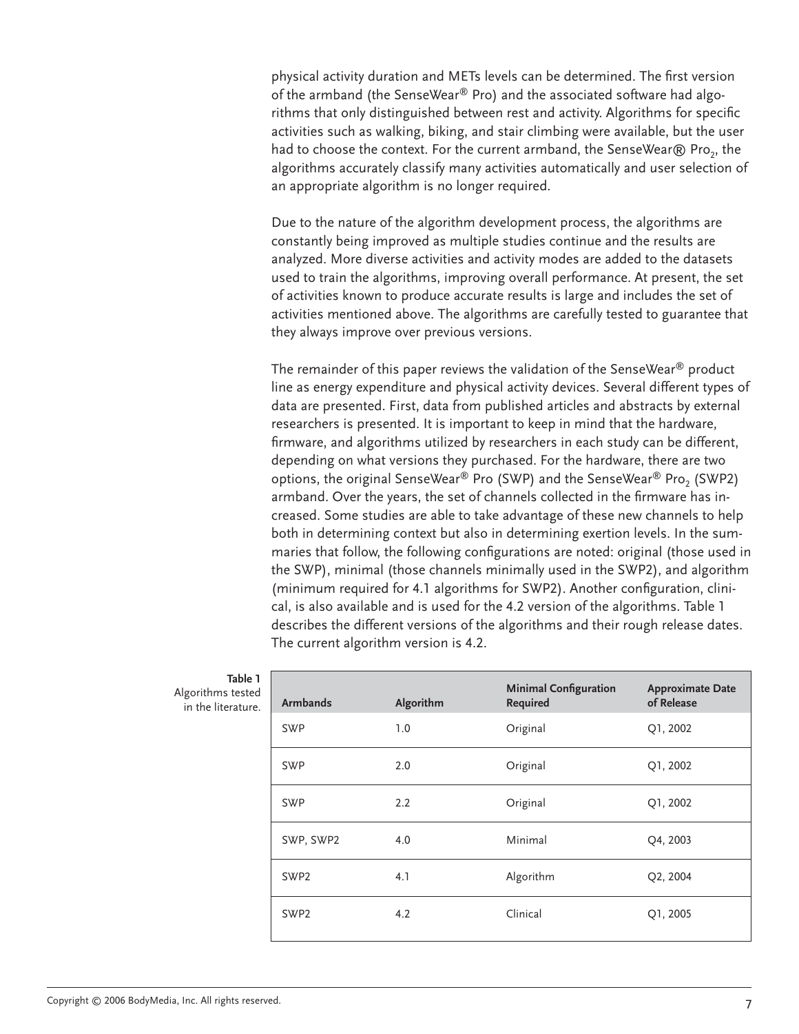physical activity duration and METs levels can be determined. The first version of the armband (the SenseWear® Pro) and the associated software had algorithms that only distinguished between rest and activity. Algorithms for specific activities such as walking, biking, and stair climbing were available, but the user had to choose the context. For the current armband, the SenseWear® $Pro_2$, the algorithms accurately classify many activities automatically and user selection of an appropriate algorithm is no longer required.

Due to the nature of the algorithm development process, the algorithms are constantly being improved as multiple studies continue and the results are analyzed. More diverse activities and activity modes are added to the datasets used to train the algorithms, improving overall performance. At present, the set of activities known to produce accurate results is large and includes the set of activities mentioned above. The algorithms are carefully tested to guarantee that they always improve over previous versions.

The remainder of this paper reviews the validation of the SenseWear® product line as energy expenditure and physical activity devices. Several different types of data are presented. First, data from published articles and abstracts by external researchers is presented. It is important to keep in mind that the hardware, firmware, and algorithms utilized by researchers in each study can be different, depending on what versions they purchased. For the hardware, there are two options, the original SenseWear® Pro (SWP) and the SenseWear® $Pro_2$ (SWP2) armband. Over the years, the set of channels collected in the firmware has increased. Some studies are able to take advantage of these new channels to help both in determining context but also in determining exertion levels. In the summaries that follow, the following configurations are noted: original (those used in the SWP), minimal (those channels minimally used in the SWP2), and algorithm (minimum required for 4.1 algorithms for SWP2). Another configuration, clinical, is also available and is used for the 4.2 version of the algorithms. Table 1 describes the different versions of the algorithms and their rough release dates. The current algorithm version is 4.2.

**Table 1** Algorithms tested in the literature.

| Armbands | Algorithm | Minimal Configuration Required | Approximate Date of Release |
|---|---|---|---|
| SWP | 1.0 | Original | Q1, 2002 |
| SWP | 2.0 | Original | Q1, 2002 |
| SWP | 2.2 | Original | Q1, 2002 |
| SWP, SWP2 | 4.0 | Minimal | Q4, 2003 |
| SWP2 | 4.1 | Algorithm | Q2, 2004 |
| SWP2 | 4.2 | Clinical | Q1, 2005 |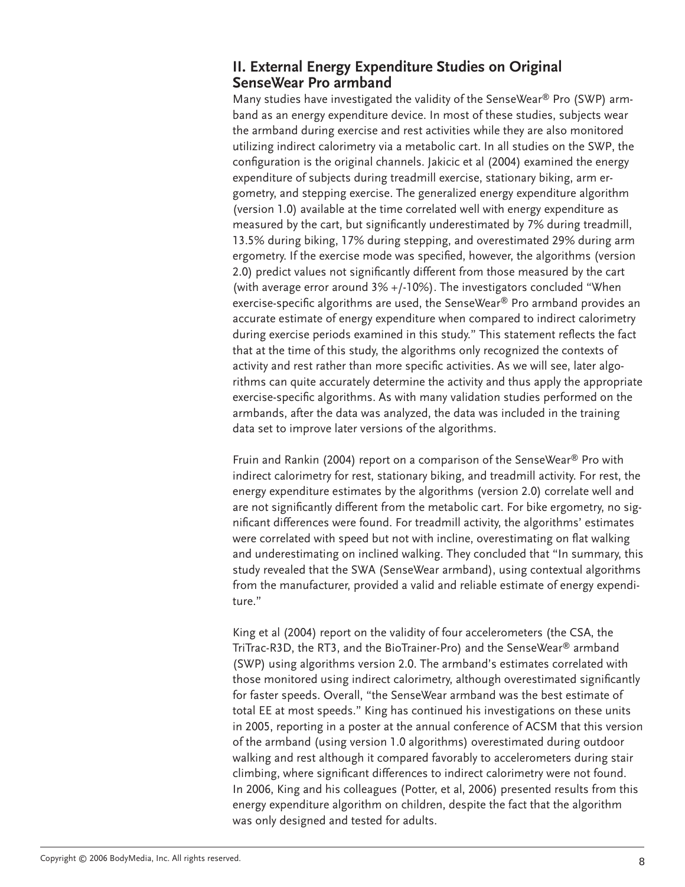## II. External Energy Expenditure Studies on Original SenseWear Pro armband

Many studies have investigated the validity of the SenseWear® Pro (SWP) armband as an energy expenditure device. In most of these studies, subjects wear the armband during exercise and rest activities while they are also monitored utilizing indirect calorimetry via a metabolic cart. In all studies on the SWP, the configuration is the original channels. Jakicic et al (2004) examined the energy expenditure of subjects during treadmill exercise, stationary biking, arm ergometry, and stepping exercise. The generalized energy expenditure algorithm (version 1.0) available at the time correlated well with energy expenditure as measured by the cart, but significantly underestimated by 7% during treadmill, 13.5% during biking, 17% during stepping, and overestimated 29% during arm ergometry. If the exercise mode was specified, however, the algorithms (version 2.0) predict values not significantly different from those measured by the cart (with average error around 3% +/-10%). The investigators concluded "When exercise-specific algorithms are used, the SenseWear® Pro armband provides an accurate estimate of energy expenditure when compared to indirect calorimetry during exercise periods examined in this study." This statement reflects the fact that at the time of this study, the algorithms only recognized the contexts of activity and rest rather than more specific activities. As we will see, later algorithms can quite accurately determine the activity and thus apply the appropriate exercise-specific algorithms. As with many validation studies performed on the armbands, after the data was analyzed, the data was included in the training data set to improve later versions of the algorithms.

Fruin and Rankin (2004) report on a comparison of the SenseWear® Pro with indirect calorimetry for rest, stationary biking, and treadmill activity. For rest, the energy expenditure estimates by the algorithms (version 2.0) correlate well and are not significantly different from the metabolic cart. For bike ergometry, no significant differences were found. For treadmill activity, the algorithms' estimates were correlated with speed but not with incline, overestimating on flat walking and underestimating on inclined walking. They concluded that "In summary, this study revealed that the SWA (SenseWear armband), using contextual algorithms from the manufacturer, provided a valid and reliable estimate of energy expenditure."

King et al (2004) report on the validity of four accelerometers (the CSA, the TriTrac-R3D, the RT3, and the BioTrainer-Pro) and the SenseWear® armband (SWP) using algorithms version 2.0. The armband's estimates correlated with those monitored using indirect calorimetry, although overestimated significantly for faster speeds. Overall, "the SenseWear armband was the best estimate of total EE at most speeds." King has continued his investigations on these units in 2005, reporting in a poster at the annual conference of ACSM that this version of the armband (using version 1.0 algorithms) overestimated during outdoor walking and rest although it compared favorably to accelerometers during stair climbing, where significant differences to indirect calorimetry were not found. In 2006, King and his colleagues (Potter, et al, 2006) presented results from this energy expenditure algorithm on children, despite the fact that the algorithm was only designed and tested for adults.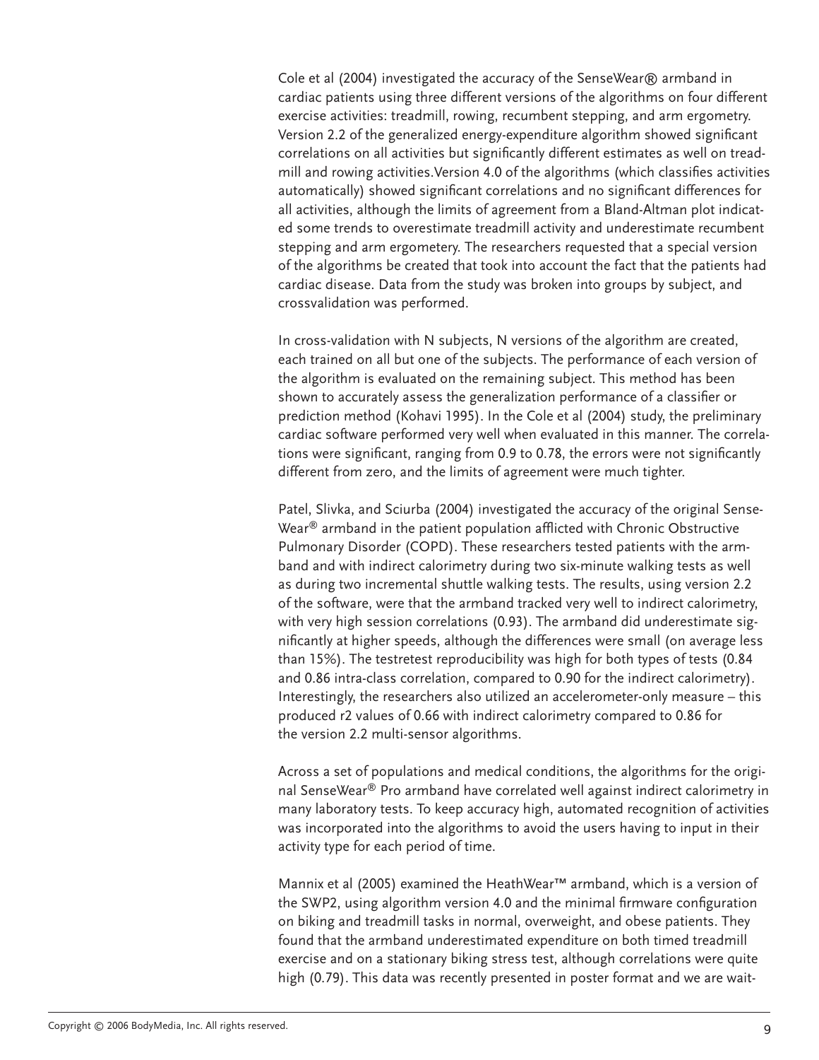Cole et al (2004) investigated the accuracy of the SenseWear® armband in cardiac patients using three different versions of the algorithms on four different exercise activities: treadmill, rowing, recumbent stepping, and arm ergometry. Version 2.2 of the generalized energy-expenditure algorithm showed significant correlations on all activities but significantly different estimates as well on treadmill and rowing activities.Version 4.0 of the algorithms (which classifies activities automatically) showed significant correlations and no significant differences for all activities, although the limits of agreement from a Bland-Altman plot indicated some trends to overestimate treadmill activity and underestimate recumbent stepping and arm ergometery. The researchers requested that a special version of the algorithms be created that took into account the fact that the patients had cardiac disease. Data from the study was broken into groups by subject, and crossvalidation was performed.

In cross-validation with N subjects, N versions of the algorithm are created, each trained on all but one of the subjects. The performance of each version of the algorithm is evaluated on the remaining subject. This method has been shown to accurately assess the generalization performance of a classifier or prediction method (Kohavi 1995). In the Cole et al (2004) study, the preliminary cardiac software performed very well when evaluated in this manner. The correlations were significant, ranging from 0.9 to 0.78, the errors were not significantly different from zero, and the limits of agreement were much tighter.

Patel, Slivka, and Sciurba (2004) investigated the accuracy of the original SenseWear® armband in the patient population afflicted with Chronic Obstructive Pulmonary Disorder (COPD). These researchers tested patients with the armband and with indirect calorimetry during two six-minute walking tests as well as during two incremental shuttle walking tests. The results, using version 2.2 of the software, were that the armband tracked very well to indirect calorimetry, with very high session correlations (0.93). The armband did underestimate significantly at higher speeds, although the differences were small (on average less than 15%). The testretest reproducibility was high for both types of tests (0.84 and 0.86 intra-class correlation, compared to 0.90 for the indirect calorimetry). Interestingly, the researchers also utilized an accelerometer-only measure – this produced r2 values of 0.66 with indirect calorimetry compared to 0.86 for the version 2.2 multi-sensor algorithms.

Across a set of populations and medical conditions, the algorithms for the original SenseWear® Pro armband have correlated well against indirect calorimetry in many laboratory tests. To keep accuracy high, automated recognition of activities was incorporated into the algorithms to avoid the users having to input in their activity type for each period of time.

Mannix et al (2005) examined the HeathWear™ armband, which is a version of the SWP2, using algorithm version 4.0 and the minimal firmware configuration on biking and treadmill tasks in normal, overweight, and obese patients. They found that the armband underestimated expenditure on both timed treadmill exercise and on a stationary biking stress test, although correlations were quite high (0.79). This data was recently presented in poster format and we are wait-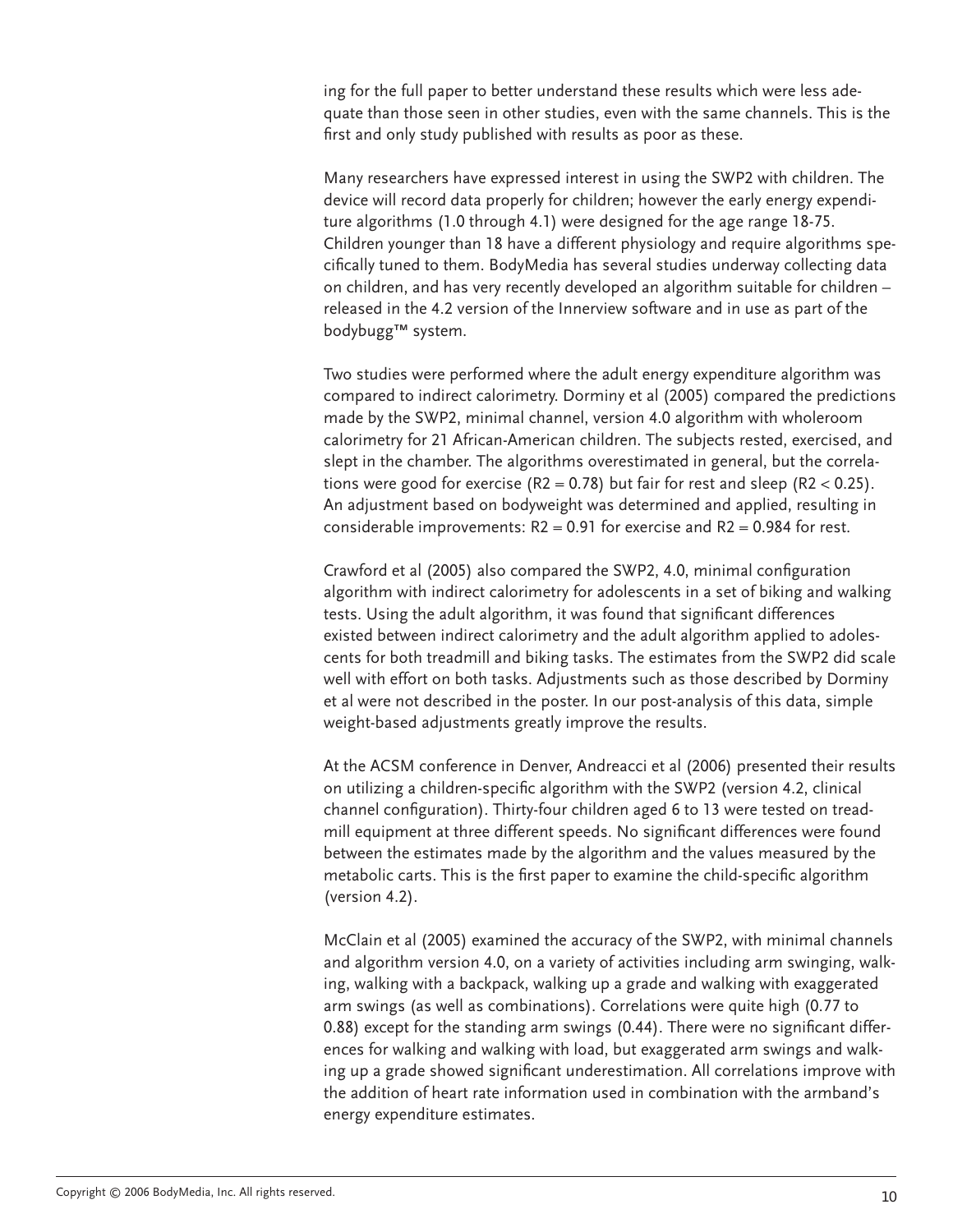ing for the full paper to better understand these results which were less adequate than those seen in other studies, even with the same channels. This is the first and only study published with results as poor as these.

Many researchers have expressed interest in using the SWP2 with children. The device will record data properly for children; however the early energy expenditure algorithms (1.0 through 4.1) were designed for the age range 18-75. Children younger than 18 have a different physiology and require algorithms specifically tuned to them. BodyMedia has several studies underway collecting data on children, and has very recently developed an algorithm suitable for children – released in the 4.2 version of the Innerview software and in use as part of the bodybugg™ system.

Two studies were performed where the adult energy expenditure algorithm was compared to indirect calorimetry. Dorminy et al (2005) compared the predictions made by the SWP2, minimal channel, version 4.0 algorithm with wholeroom calorimetry for 21 African-American children. The subjects rested, exercised, and slept in the chamber. The algorithms overestimated in general, but the correlations were good for exercise ($R2 = 0.78$) but fair for rest and sleep ($R2 < 0.25$). An adjustment based on bodyweight was determined and applied, resulting in considerable improvements: $R2 = 0.91$ for exercise and $R2 = 0.984$ for rest.

Crawford et al (2005) also compared the SWP2, 4.0, minimal configuration algorithm with indirect calorimetry for adolescents in a set of biking and walking tests. Using the adult algorithm, it was found that significant differences existed between indirect calorimetry and the adult algorithm applied to adolescents for both treadmill and biking tasks. The estimates from the SWP2 did scale well with effort on both tasks. Adjustments such as those described by Dorminy et al were not described in the poster. In our post-analysis of this data, simple weight-based adjustments greatly improve the results.

At the ACSM conference in Denver, Andreacci et al (2006) presented their results on utilizing a children-specific algorithm with the SWP2 (version 4.2, clinical channel configuration). Thirty-four children aged 6 to 13 were tested on treadmill equipment at three different speeds. No significant differences were found between the estimates made by the algorithm and the values measured by the metabolic carts. This is the first paper to examine the child-specific algorithm (version 4.2).

McClain et al (2005) examined the accuracy of the SWP2, with minimal channels and algorithm version 4.0, on a variety of activities including arm swinging, walking, walking with a backpack, walking up a grade and walking with exaggerated arm swings (as well as combinations). Correlations were quite high (0.77 to 0.88) except for the standing arm swings (0.44). There were no significant differences for walking and walking with load, but exaggerated arm swings and walking up a grade showed significant underestimation. All correlations improve with the addition of heart rate information used in combination with the armband's energy expenditure estimates.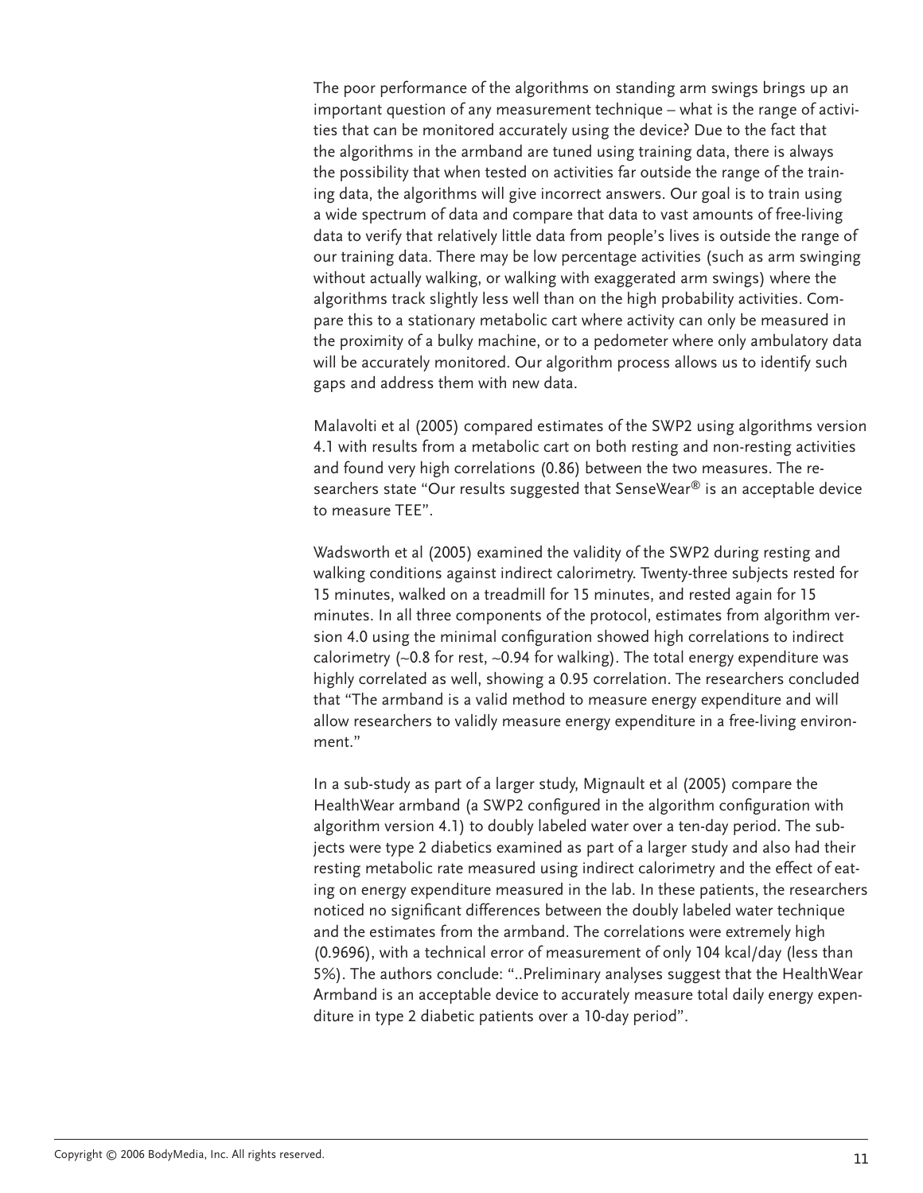The poor performance of the algorithms on standing arm swings brings up an important question of any measurement technique – what is the range of activities that can be monitored accurately using the device? Due to the fact that the algorithms in the armband are tuned using training data, there is always the possibility that when tested on activities far outside the range of the training data, the algorithms will give incorrect answers. Our goal is to train using a wide spectrum of data and compare that data to vast amounts of free-living data to verify that relatively little data from people's lives is outside the range of our training data. There may be low percentage activities (such as arm swinging without actually walking, or walking with exaggerated arm swings) where the algorithms track slightly less well than on the high probability activities. Compare this to a stationary metabolic cart where activity can only be measured in the proximity of a bulky machine, or to a pedometer where only ambulatory data will be accurately monitored. Our algorithm process allows us to identify such gaps and address them with new data.

Malavolti et al (2005) compared estimates of the SWP2 using algorithms version 4.1 with results from a metabolic cart on both resting and non-resting activities and found very high correlations (0.86) between the two measures. The researchers state "Our results suggested that SenseWear® is an acceptable device to measure TEE".

Wadsworth et al (2005) examined the validity of the SWP2 during resting and walking conditions against indirect calorimetry. Twenty-three subjects rested for 15 minutes, walked on a treadmill for 15 minutes, and rested again for 15 minutes. In all three components of the protocol, estimates from algorithm version 4.0 using the minimal configuration showed high correlations to indirect calorimetry (~0.8 for rest, ~0.94 for walking). The total energy expenditure was highly correlated as well, showing a 0.95 correlation. The researchers concluded that "The armband is a valid method to measure energy expenditure and will allow researchers to validly measure energy expenditure in a free-living environment."

In a sub-study as part of a larger study, Mignault et al (2005) compare the HealthWear armband (a SWP2 configured in the algorithm configuration with algorithm version 4.1) to doubly labeled water over a ten-day period. The subjects were type 2 diabetics examined as part of a larger study and also had their resting metabolic rate measured using indirect calorimetry and the effect of eating on energy expenditure measured in the lab. In these patients, the researchers noticed no significant differences between the doubly labeled water technique and the estimates from the armband. The correlations were extremely high (0.9696), with a technical error of measurement of only 104 kcal/day (less than 5%). The authors conclude: "..Preliminary analyses suggest that the HealthWear Armband is an acceptable device to accurately measure total daily energy expenditure in type 2 diabetic patients over a 10-day period".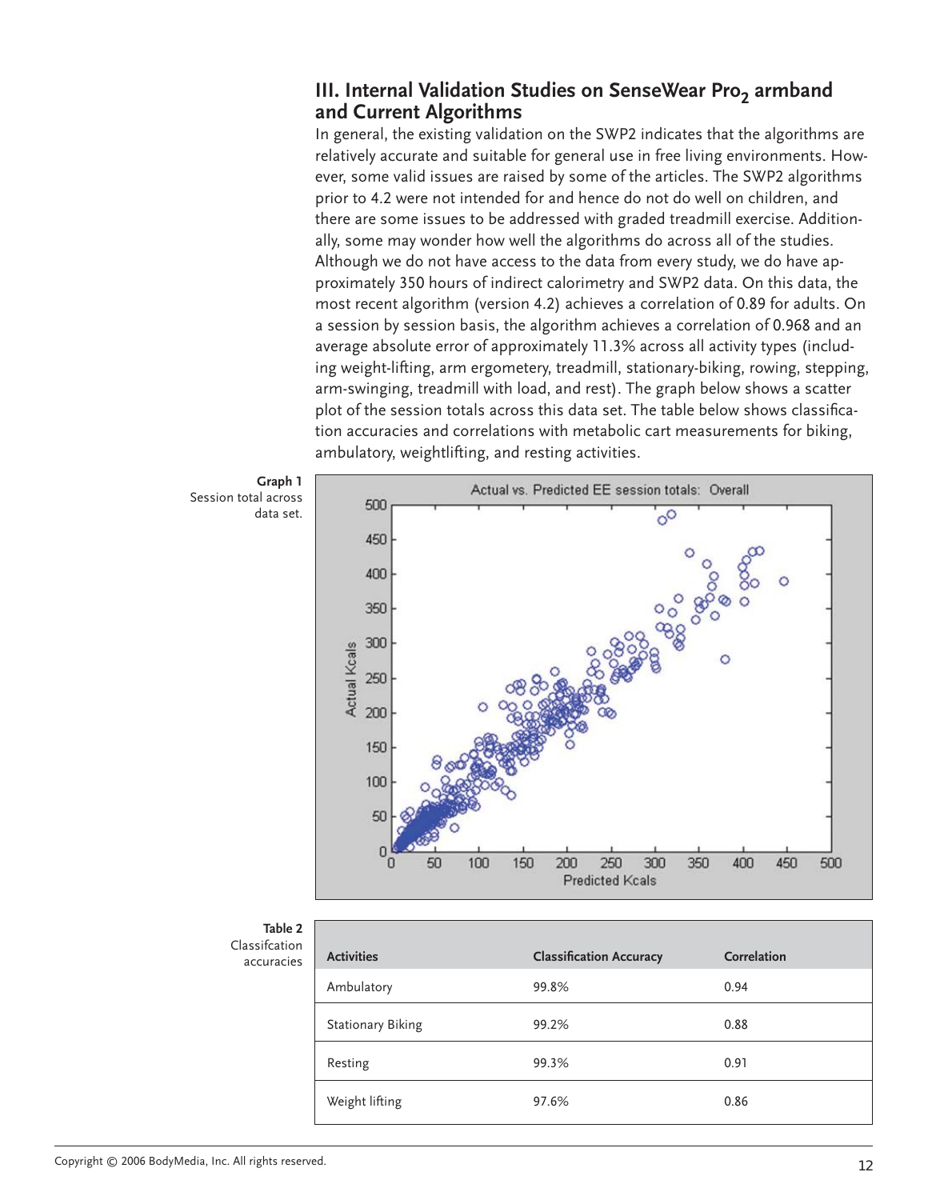## III. Internal Validation Studies on SenseWear $Pro_2$ armband and Current Algorithms

In general, the existing validation on the SWP2 indicates that the algorithms are relatively accurate and suitable for general use in free living environments. However, some valid issues are raised by some of the articles. The SWP2 algorithms prior to 4.2 were not intended for and hence do not do well on children, and there are some issues to be addressed with graded treadmill exercise. Additionally, some may wonder how well the algorithms do across all of the studies. Although we do not have access to the data from every study, we do have approximately 350 hours of indirect calorimetry and SWP2 data. On this data, the most recent algorithm (version 4.2) achieves a correlation of 0.89 for adults. On a session by session basis, the algorithm achieves a correlation of 0.968 and an average absolute error of approximately 11.3% across all activity types (including weight-lifting, arm ergometery, treadmill, stationary-biking, rowing, stepping, arm-swinging, treadmill with load, and rest). The graph below shows a scatter plot of the session totals across this data set. The table below shows classification accuracies and correlations with metabolic cart measurements for biking, ambulatory, weightlifting, and resting activities.

**Graph 1** Session total across data set.

**Table 2** Classifcation accuracies

| Activities | Classification Accuracy | Correlation |
|---|---|---|
| Ambulatory | 99.8% | 0.94 |
| Stationary Biking | 99.2% | 0.88 |
| Resting | 99.3% | 0.91 |
| Weight lifting | 97.6% | 0.86 |

Copyright © 2006 BodyMedia, Inc. All rights reserved.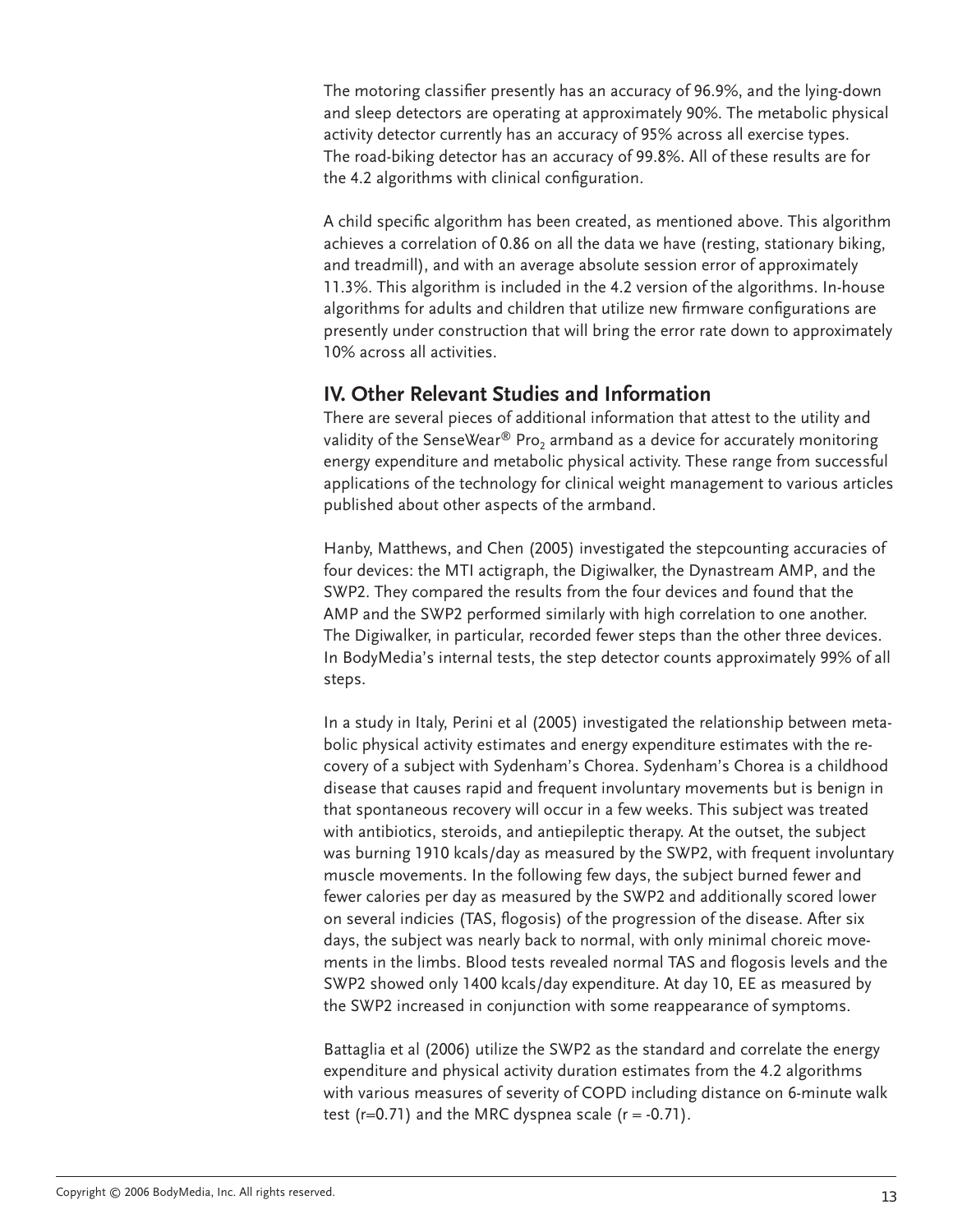The motoring classifier presently has an accuracy of 96.9%, and the lying-down and sleep detectors are operating at approximately 90%. The metabolic physical activity detector currently has an accuracy of 95% across all exercise types. The road-biking detector has an accuracy of 99.8%. All of these results are for the 4.2 algorithms with clinical configuration.

A child specific algorithm has been created, as mentioned above. This algorithm achieves a correlation of 0.86 on all the data we have (resting, stationary biking, and treadmill), and with an average absolute session error of approximately 11.3%. This algorithm is included in the 4.2 version of the algorithms. In-house algorithms for adults and children that utilize new firmware configurations are presently under construction that will bring the error rate down to approximately 10% across all activities.

## IV. Other Relevant Studies and Information

There are several pieces of additional information that attest to the utility and validity of the SenseWear® Pro$_2$ armband as a device for accurately monitoring energy expenditure and metabolic physical activity. These range from successful applications of the technology for clinical weight management to various articles published about other aspects of the armband.

Hanby, Matthews, and Chen (2005) investigated the stepcounting accuracies of four devices: the MTI actigraph, the Digiwalker, the Dynastream AMP, and the SWP2. They compared the results from the four devices and found that the AMP and the SWP2 performed similarly with high correlation to one another. The Digiwalker, in particular, recorded fewer steps than the other three devices. In BodyMedia's internal tests, the step detector counts approximately 99% of all steps.

In a study in Italy, Perini et al (2005) investigated the relationship between metabolic physical activity estimates and energy expenditure estimates with the recovery of a subject with Sydenham's Chorea. Sydenham's Chorea is a childhood disease that causes rapid and frequent involuntary movements but is benign in that spontaneous recovery will occur in a few weeks. This subject was treated with antibiotics, steroids, and antiepileptic therapy. At the outset, the subject was burning 1910 kcals/day as measured by the SWP2, with frequent involuntary muscle movements. In the following few days, the subject burned fewer and fewer calories per day as measured by the SWP2 and additionally scored lower on several indicies (TAS, flogosis) of the progression of the disease. After six days, the subject was nearly back to normal, with only minimal choreic movements in the limbs. Blood tests revealed normal TAS and flogosis levels and the SWP2 showed only 1400 kcals/day expenditure. At day 10, EE as measured by the SWP2 increased in conjunction with some reappearance of symptoms.

Battaglia et al (2006) utilize the SWP2 as the standard and correlate the energy expenditure and physical activity duration estimates from the 4.2 algorithms with various measures of severity of COPD including distance on 6-minute walk test ($r=0.71$) and the MRC dyspnea scale ($r = -0.71$).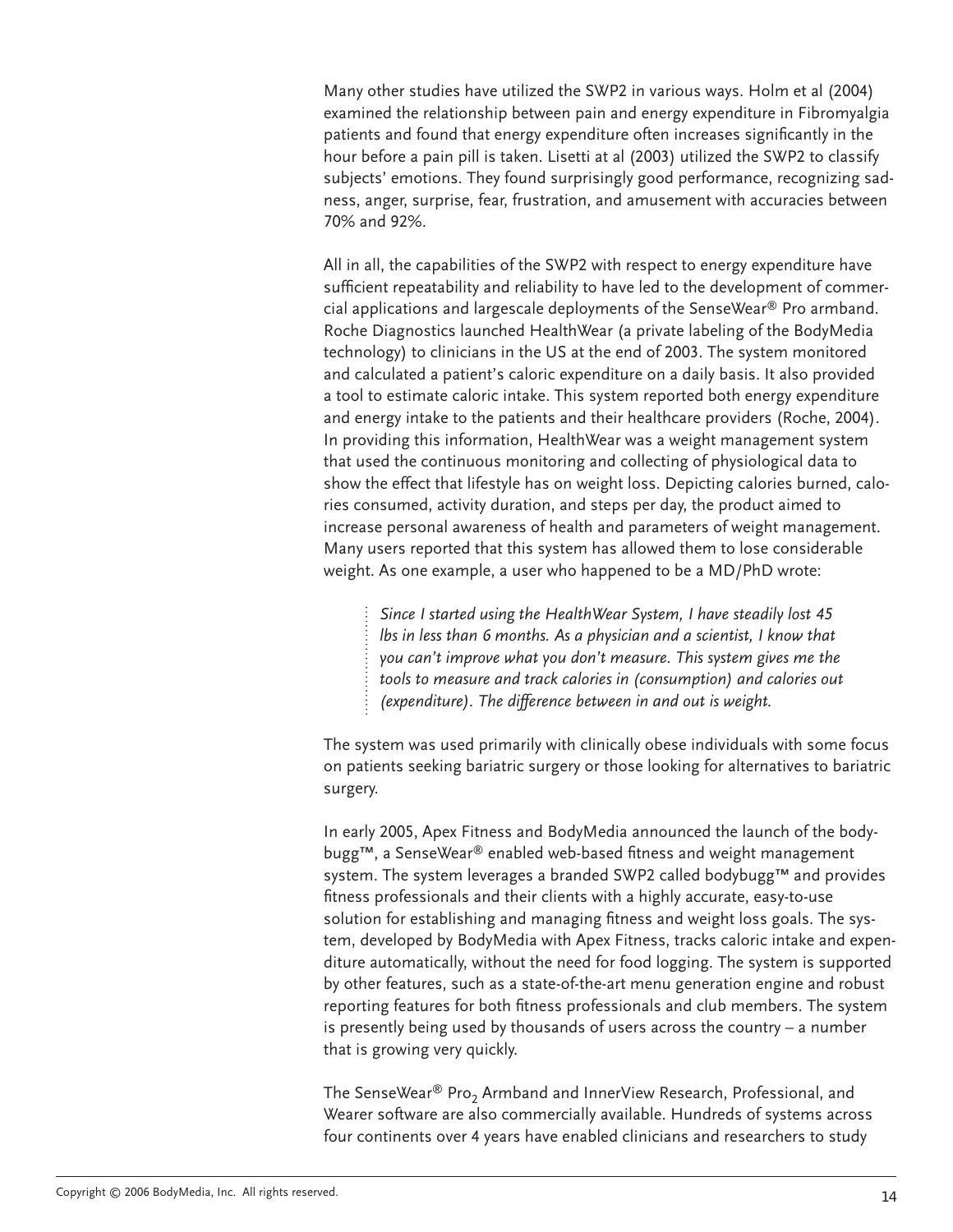Many other studies have utilized the SWP2 in various ways. Holm et al (2004) examined the relationship between pain and energy expenditure in Fibromyalgia patients and found that energy expenditure often increases significantly in the hour before a pain pill is taken. Lisetti at al (2003) utilized the SWP2 to classify subjects' emotions. They found surprisingly good performance, recognizing sadness, anger, surprise, fear, frustration, and amusement with accuracies between 70% and 92%.

All in all, the capabilities of the SWP2 with respect to energy expenditure have sufficient repeatability and reliability to have led to the development of commercial applications and largescale deployments of the SenseWear® Pro armband. Roche Diagnostics launched HealthWear (a private labeling of the BodyMedia technology) to clinicians in the US at the end of 2003. The system monitored and calculated a patient's caloric expenditure on a daily basis. It also provided a tool to estimate caloric intake. This system reported both energy expenditure and energy intake to the patients and their healthcare providers (Roche, 2004). In providing this information, HealthWear was a weight management system that used the continuous monitoring and collecting of physiological data to show the effect that lifestyle has on weight loss. Depicting calories burned, calories consumed, activity duration, and steps per day, the product aimed to increase personal awareness of health and parameters of weight management. Many users reported that this system has allowed them to lose considerable weight. As one example, a user who happened to be a MD/PhD wrote:

> *Since I started using the HealthWear System, I have steadily lost 45 lbs in less than 6 months. As a physician and a scientist, I know that you can't improve what you don't measure. This system gives me the tools to measure and track calories in (consumption) and calories out (expenditure). The difference between in and out is weight.*

The system was used primarily with clinically obese individuals with some focus on patients seeking bariatric surgery or those looking for alternatives to bariatric surgery.

In early 2005, Apex Fitness and BodyMedia announced the launch of the bodybugg™, a SenseWear® enabled web-based fitness and weight management system. The system leverages a branded SWP2 called bodybugg™ and provides fitness professionals and their clients with a highly accurate, easy-to-use solution for establishing and managing fitness and weight loss goals. The system, developed by BodyMedia with Apex Fitness, tracks caloric intake and expenditure automatically, without the need for food logging. The system is supported by other features, such as a state-of-the-art menu generation engine and robust reporting features for both fitness professionals and club members. The system is presently being used by thousands of users across the country – a number that is growing very quickly.

The SenseWear® $\text{Pro}_2$ Armband and InnerView Research, Professional, and Wearer software are also commercially available. Hundreds of systems across four continents over 4 years have enabled clinicians and researchers to study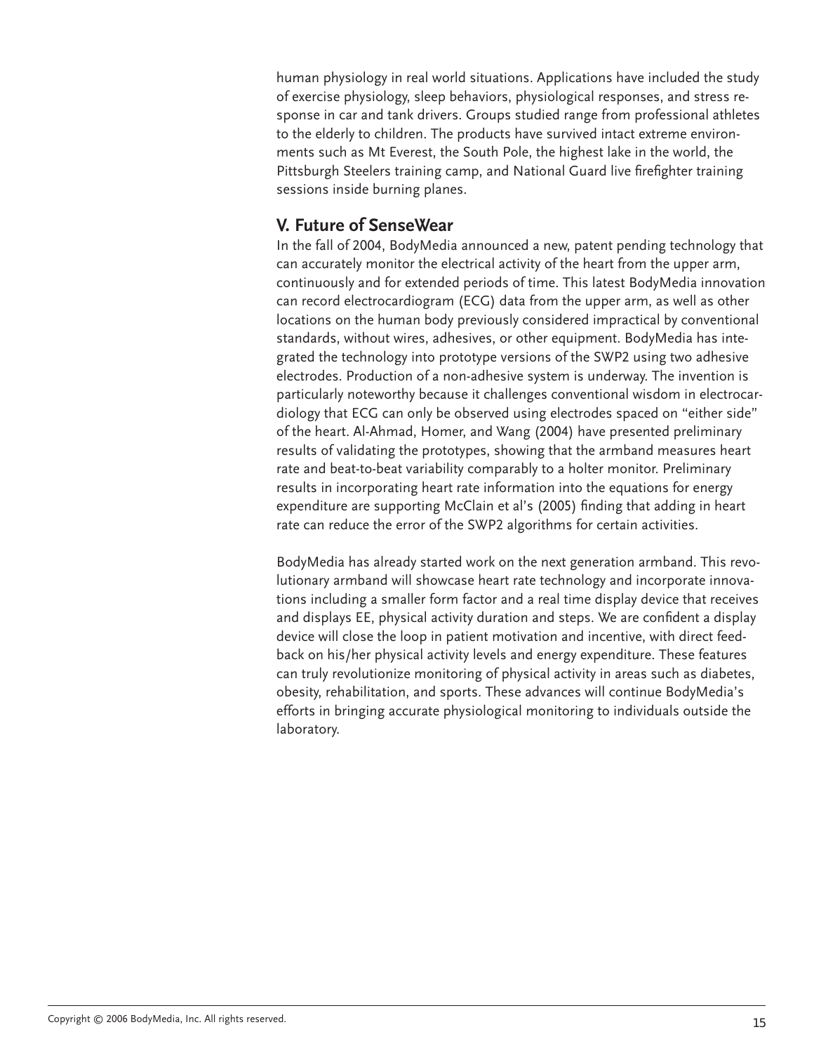human physiology in real world situations. Applications have included the study of exercise physiology, sleep behaviors, physiological responses, and stress response in car and tank drivers. Groups studied range from professional athletes to the elderly to children. The products have survived intact extreme environments such as Mt Everest, the South Pole, the highest lake in the world, the Pittsburgh Steelers training camp, and National Guard live firefighter training sessions inside burning planes.

## V. Future of SenseWear

In the fall of 2004, BodyMedia announced a new, patent pending technology that can accurately monitor the electrical activity of the heart from the upper arm, continuously and for extended periods of time. This latest BodyMedia innovation can record electrocardiogram (ECG) data from the upper arm, as well as other locations on the human body previously considered impractical by conventional standards, without wires, adhesives, or other equipment. BodyMedia has integrated the technology into prototype versions of the SWP2 using two adhesive electrodes. Production of a non-adhesive system is underway. The invention is particularly noteworthy because it challenges conventional wisdom in electrocardiology that ECG can only be observed using electrodes spaced on "either side" of the heart. Al-Ahmad, Homer, and Wang (2004) have presented preliminary results of validating the prototypes, showing that the armband measures heart rate and beat-to-beat variability comparably to a holter monitor. Preliminary results in incorporating heart rate information into the equations for energy expenditure are supporting McClain et al's (2005) finding that adding in heart rate can reduce the error of the SWP2 algorithms for certain activities.

BodyMedia has already started work on the next generation armband. This revolutionary armband will showcase heart rate technology and incorporate innovations including a smaller form factor and a real time display device that receives and displays EE, physical activity duration and steps. We are confident a display device will close the loop in patient motivation and incentive, with direct feedback on his/her physical activity levels and energy expenditure. These features can truly revolutionize monitoring of physical activity in areas such as diabetes, obesity, rehabilitation, and sports. These advances will continue BodyMedia's efforts in bringing accurate physiological monitoring to individuals outside the laboratory.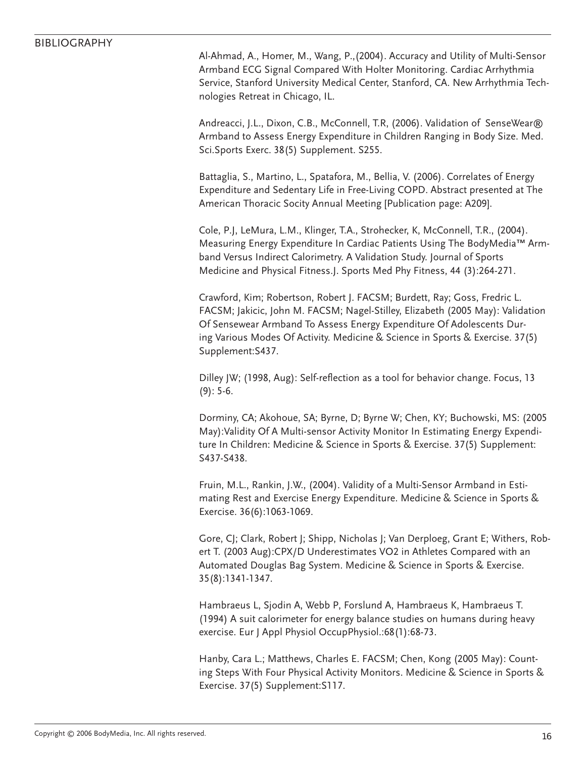## BIBLIOGRAPHY

Al-Ahmad, A., Homer, M., Wang, P.,(2004). Accuracy and Utility of Multi-Sensor Armband ECG Signal Compared With Holter Monitoring. Cardiac Arrhythmia Service, Stanford University Medical Center, Stanford, CA. New Arrhythmia Technologies Retreat in Chicago, IL.

Andreacci, J.L., Dixon, C.B., McConnell, T.R, (2006). Validation of SenseWear® Armband to Assess Energy Expenditure in Children Ranging in Body Size. Med. Sci.Sports Exerc. 38(5) Supplement. S255.

Battaglia, S., Martino, L., Spatafora, M., Bellia, V. (2006). Correlates of Energy Expenditure and Sedentary Life in Free-Living COPD. Abstract presented at The American Thoracic Socity Annual Meeting [Publication page: A209].

Cole, P.J, LeMura, L.M., Klinger, T.A., Strohecker, K, McConnell, T.R., (2004). Measuring Energy Expenditure In Cardiac Patients Using The BodyMedia™ Armband Versus Indirect Calorimetry. A Validation Study. Journal of Sports Medicine and Physical Fitness.J. Sports Med Phy Fitness, 44 (3):264-271.

Crawford, Kim; Robertson, Robert J. FACSM; Burdett, Ray; Goss, Fredric L. FACSM; Jakicic, John M. FACSM; Nagel-Stilley, Elizabeth (2005 May): Validation Of Sensewear Armband To Assess Energy Expenditure Of Adolescents During Various Modes Of Activity. Medicine & Science in Sports & Exercise. 37(5) Supplement:S437.

Dilley JW; (1998, Aug): Self-reflection as a tool for behavior change. Focus, 13 (9): 5-6.

Dorminy, CA; Akohoue, SA; Byrne, D; Byrne W; Chen, KY; Buchowski, MS: (2005 May):Validity Of A Multi-sensor Activity Monitor In Estimating Energy Expenditure In Children: Medicine & Science in Sports & Exercise. 37(5) Supplement: S437-S438.

Fruin, M.L., Rankin, J.W., (2004). Validity of a Multi-Sensor Armband in Estimating Rest and Exercise Energy Expenditure. Medicine & Science in Sports & Exercise. 36(6):1063-1069.

Gore, CJ; Clark, Robert J; Shipp, Nicholas J; Van Derploeg, Grant E; Withers, Robert T. (2003 Aug):CPX/D Underestimates VO2 in Athletes Compared with an Automated Douglas Bag System. Medicine & Science in Sports & Exercise. 35(8):1341-1347.

Hambraeus L, Sjodin A, Webb P, Forslund A, Hambraeus K, Hambraeus T. (1994) A suit calorimeter for energy balance studies on humans during heavy exercise. Eur J Appl Physiol OccupPhysiol.:68(1):68-73.

Hanby, Cara L.; Matthews, Charles E. FACSM; Chen, Kong (2005 May): Counting Steps With Four Physical Activity Monitors. Medicine & Science in Sports & Exercise. 37(5) Supplement:S117.

Copyright © 2006 BodyMedia, Inc. All rights reserved.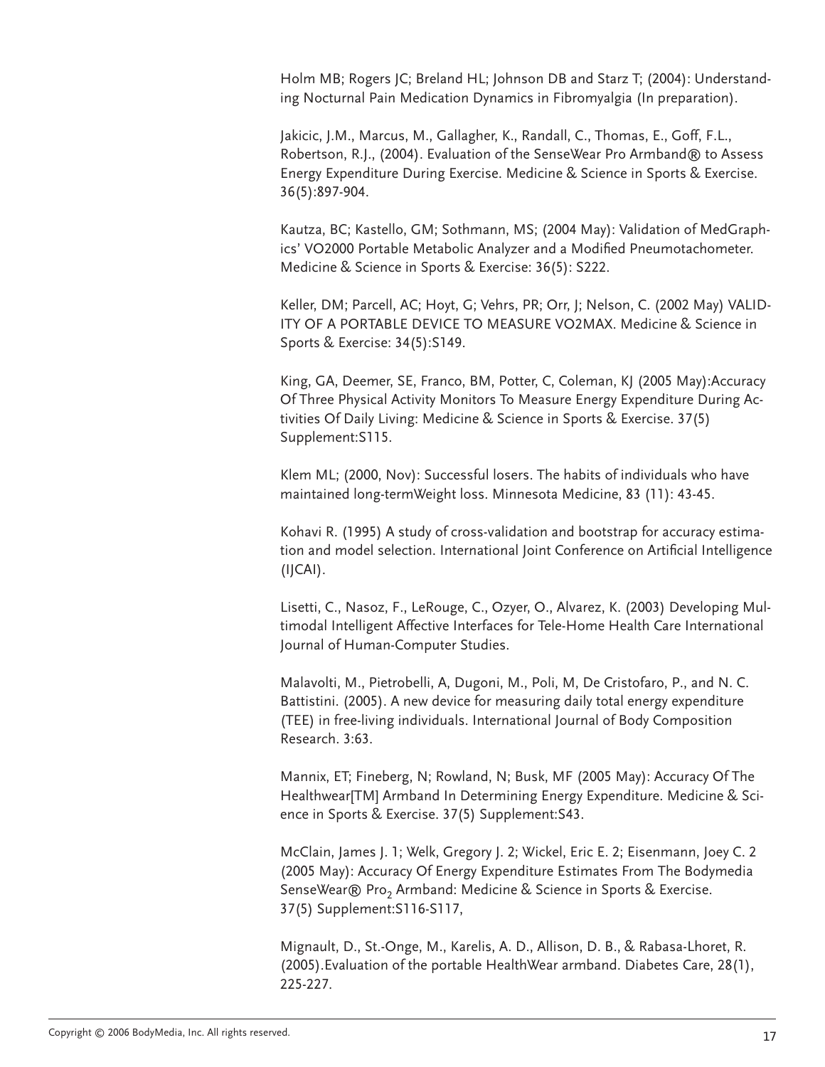Holm MB; Rogers JC; Breland HL; Johnson DB and Starz T; (2004): Understanding Nocturnal Pain Medication Dynamics in Fibromyalgia (In preparation).

Jakicic, J.M., Marcus, M., Gallagher, K., Randall, C., Thomas, E., Goff, F.L., Robertson, R.J., (2004). Evaluation of the SenseWear Pro Armband® to Assess Energy Expenditure During Exercise. Medicine & Science in Sports & Exercise. 36(5):897-904.

Kautza, BC; Kastello, GM; Sothmann, MS; (2004 May): Validation of MedGraphics' VO2000 Portable Metabolic Analyzer and a Modified Pneumotachometer. Medicine & Science in Sports & Exercise: 36(5): S222.

Keller, DM; Parcell, AC; Hoyt, G; Vehrs, PR; Orr, J; Nelson, C. (2002 May) VALIDITY OF A PORTABLE DEVICE TO MEASURE VO2MAX. Medicine & Science in Sports & Exercise: 34(5):S149.

King, GA, Deemer, SE, Franco, BM, Potter, C, Coleman, KJ (2005 May):Accuracy Of Three Physical Activity Monitors To Measure Energy Expenditure During Activities Of Daily Living: Medicine & Science in Sports & Exercise. 37(5) Supplement:S115.

Klem ML; (2000, Nov): Successful losers. The habits of individuals who have maintained long-termWeight loss. Minnesota Medicine, 83 (11): 43-45.

Kohavi R. (1995) A study of cross-validation and bootstrap for accuracy estimation and model selection. International Joint Conference on Artificial Intelligence (IJCAI).

Lisetti, C., Nasoz, F., LeRouge, C., Ozyer, O., Alvarez, K. (2003) Developing Multimodal Intelligent Affective Interfaces for Tele-Home Health Care International Journal of Human-Computer Studies.

Malavolti, M., Pietrobelli, A, Dugoni, M., Poli, M, De Cristofaro, P., and N. C. Battistini. (2005). A new device for measuring daily total energy expenditure (TEE) in free-living individuals. International Journal of Body Composition Research. 3:63.

Mannix, ET; Fineberg, N; Rowland, N; Busk, MF (2005 May): Accuracy Of The Healthwear[TM] Armband In Determining Energy Expenditure. Medicine & Science in Sports & Exercise. 37(5) Supplement:S43.

McClain, James J. 1; Welk, Gregory J. 2; Wickel, Eric E. 2; Eisenmann, Joey C. 2 (2005 May): Accuracy Of Energy Expenditure Estimates From The Bodymedia SenseWear® $\text{Pro}_2$ Armband: Medicine & Science in Sports & Exercise. 37(5) Supplement:S116-S117,

Mignault, D., St.-Onge, M., Karelis, A. D., Allison, D. B., & Rabasa-Lhoret, R. (2005).Evaluation of the portable HealthWear armband. Diabetes Care, 28(1), 225-227.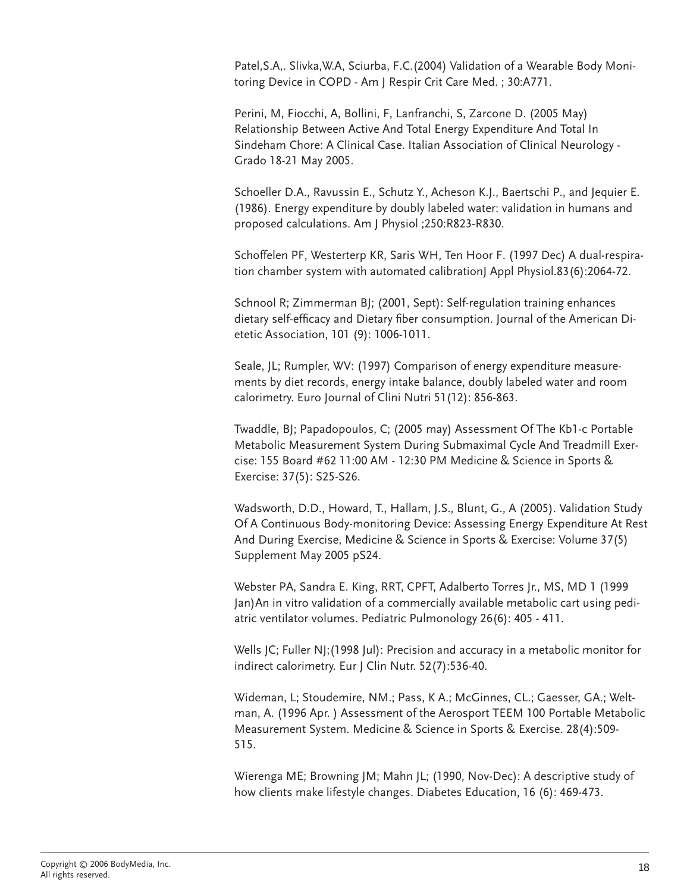Patel,S.A,. Slivka,W.A, Sciurba, F.C.(2004) Validation of a Wearable Body Monitoring Device in COPD - Am J Respir Crit Care Med. ; 30:A771.

Perini, M, Fiocchi, A, Bollini, F, Lanfranchi, S, Zarcone D. (2005 May) Relationship Between Active And Total Energy Expenditure And Total In Sindeham Chore: A Clinical Case. Italian Association of Clinical Neurology - Grado 18-21 May 2005.

Schoeller D.A., Ravussin E., Schutz Y., Acheson K.J., Baertschi P., and Jequier E. (1986). Energy expenditure by doubly labeled water: validation in humans and proposed calculations. Am J Physiol ;250:R823-R830.

Schoffelen PF, Westerterp KR, Saris WH, Ten Hoor F. (1997 Dec) A dual-respiration chamber system with automated calibrationJ Appl Physiol.83(6):2064-72.

Schnool R; Zimmerman BJ; (2001, Sept): Self-regulation training enhances dietary self-efficacy and Dietary fiber consumption. Journal of the American Dietetic Association, 101 (9): 1006-1011.

Seale, JL; Rumpler, WV: (1997) Comparison of energy expenditure measurements by diet records, energy intake balance, doubly labeled water and room calorimetry. Euro Journal of Clini Nutri 51(12): 856-863.

Twaddle, BJ; Papadopoulos, C; (2005 may) Assessment Of The Kb1-c Portable Metabolic Measurement System During Submaximal Cycle And Treadmill Exercise: 155 Board #62 11:00 AM - 12:30 PM Medicine & Science in Sports & Exercise: 37(5): S25-S26.

Wadsworth, D.D., Howard, T., Hallam, J.S., Blunt, G., A (2005). Validation Study Of A Continuous Body-monitoring Device: Assessing Energy Expenditure At Rest And During Exercise, Medicine & Science in Sports & Exercise: Volume 37(5) Supplement May 2005 pS24.

Webster PA, Sandra E. King, RRT, CPFT, Adalberto Torres Jr., MS, MD 1 (1999 Jan)An in vitro validation of a commercially available metabolic cart using pediatric ventilator volumes. Pediatric Pulmonology 26(6): 405 - 411.

Wells JC; Fuller NJ;(1998 Jul): Precision and accuracy in a metabolic monitor for indirect calorimetry. Eur J Clin Nutr. 52(7):536-40.

Wideman, L; Stoudemire, NM.; Pass, K A.; McGinnes, CL.; Gaesser, GA.; Weltman, A. (1996 Apr. ) Assessment of the Aerosport TEEM 100 Portable Metabolic Measurement System. Medicine & Science in Sports & Exercise. 28(4):509-515.

Wierenga ME; Browning JM; Mahn JL; (1990, Nov-Dec): A descriptive study of how clients make lifestyle changes. Diabetes Education, 16 (6): 469-473.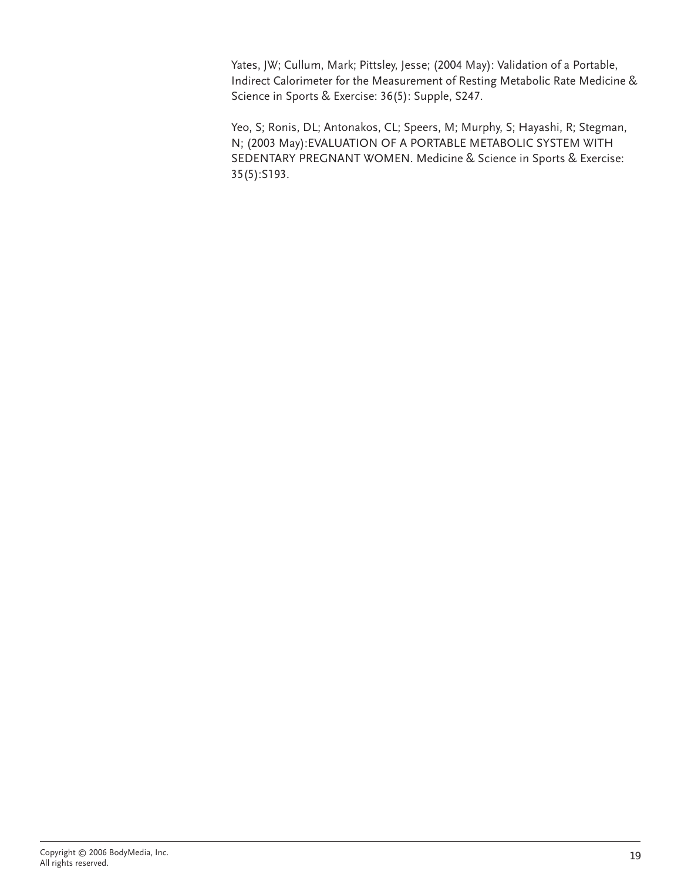Yates, JW; Cullum, Mark; Pittsley, Jesse; (2004 May): Validation of a Portable, Indirect Calorimeter for the Measurement of Resting Metabolic Rate Medicine & Science in Sports & Exercise: 36(5): Supple, S247.

Yeo, S; Ronis, DL; Antonakos, CL; Speers, M; Murphy, S; Hayashi, R; Stegman, N; (2003 May):EVALUATION OF A PORTABLE METABOLIC SYSTEM WITH SEDENTARY PREGNANT WOMEN. Medicine & Science in Sports & Exercise: 35(5):S193.